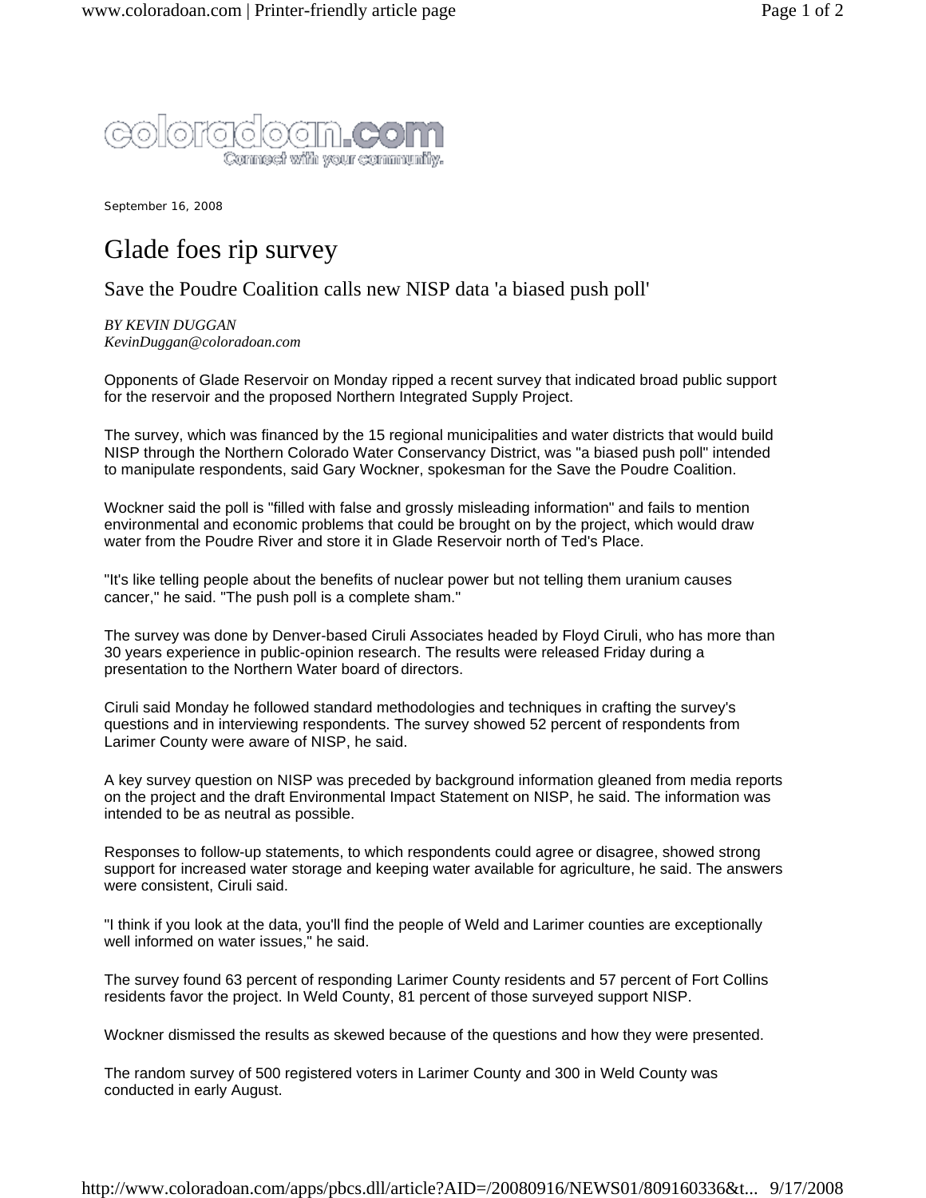coloradoan.com
Connect with your community.

September 16, 2008

# Glade foes rip survey

## Save the Poudre Coalition calls new NISP data 'a biased push poll'

*BY KEVIN DUGGAN*
*KevinDuggan@coloradoan.com*

Opponents of Glade Reservoir on Monday ripped a recent survey that indicated broad public support for the reservoir and the proposed Northern Integrated Supply Project.

The survey, which was financed by the 15 regional municipalities and water districts that would build NISP through the Northern Colorado Water Conservancy District, was "a biased push poll" intended to manipulate respondents, said Gary Wockner, spokesman for the Save the Poudre Coalition.

Wockner said the poll is "filled with false and grossly misleading information" and fails to mention environmental and economic problems that could be brought on by the project, which would draw water from the Poudre River and store it in Glade Reservoir north of Ted's Place.

"It's like telling people about the benefits of nuclear power but not telling them uranium causes cancer," he said. "The push poll is a complete sham."

The survey was done by Denver-based Ciruli Associates headed by Floyd Ciruli, who has more than 30 years experience in public-opinion research. The results were released Friday during a presentation to the Northern Water board of directors.

Ciruli said Monday he followed standard methodologies and techniques in crafting the survey's questions and in interviewing respondents. The survey showed 52 percent of respondents from Larimer County were aware of NISP, he said.

A key survey question on NISP was preceded by background information gleaned from media reports on the project and the draft Environmental Impact Statement on NISP, he said. The information was intended to be as neutral as possible.

Responses to follow-up statements, to which respondents could agree or disagree, showed strong support for increased water storage and keeping water available for agriculture, he said. The answers were consistent, Ciruli said.

"I think if you look at the data, you'll find the people of Weld and Larimer counties are exceptionally well informed on water issues," he said.

The survey found 63 percent of responding Larimer County residents and 57 percent of Fort Collins residents favor the project. In Weld County, 81 percent of those surveyed support NISP.

Wockner dismissed the results as skewed because of the questions and how they were presented.

The random survey of 500 registered voters in Larimer County and 300 in Weld County was conducted in early August.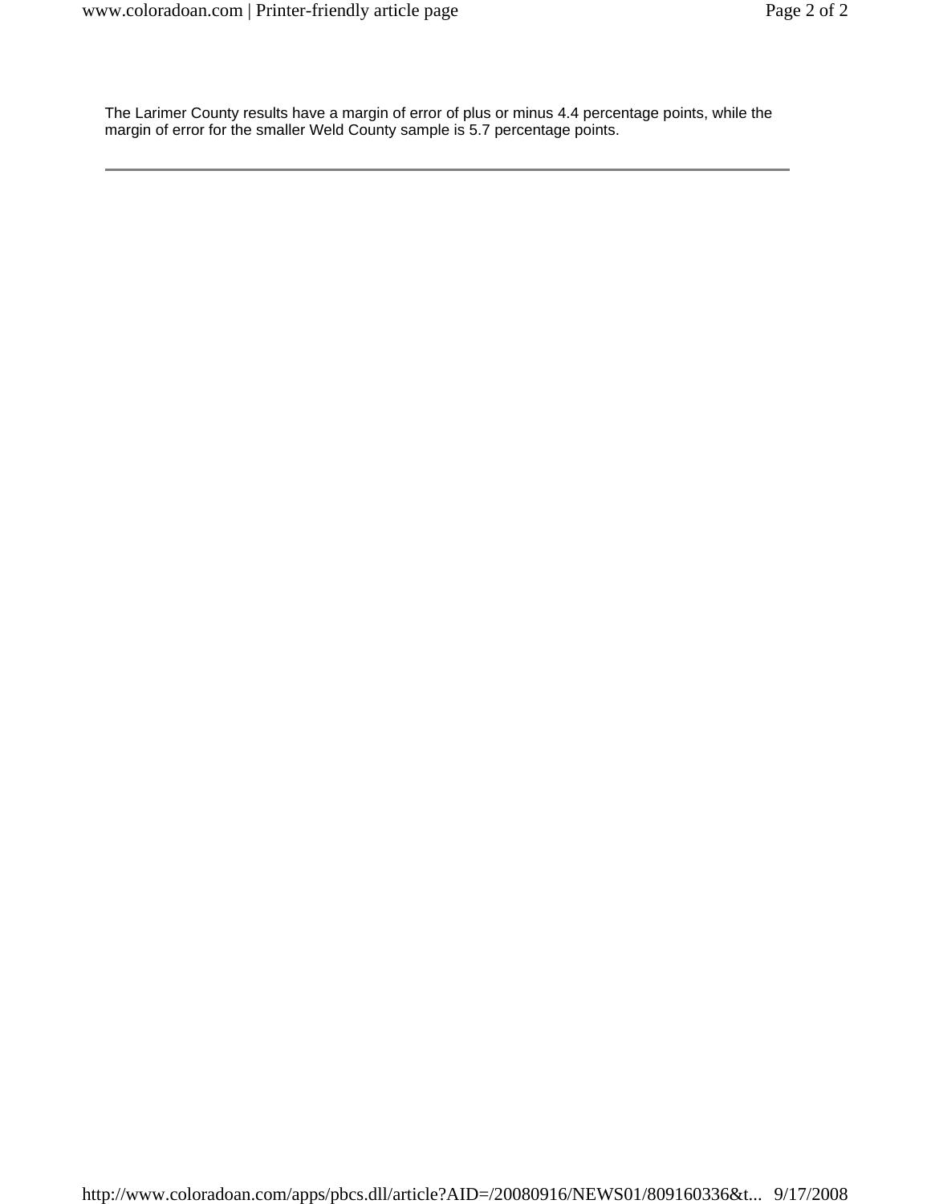The Larimer County results have a margin of error of plus or minus 4.4 percentage points, while the margin of error for the smaller Weld County sample is 5.7 percentage points.

---